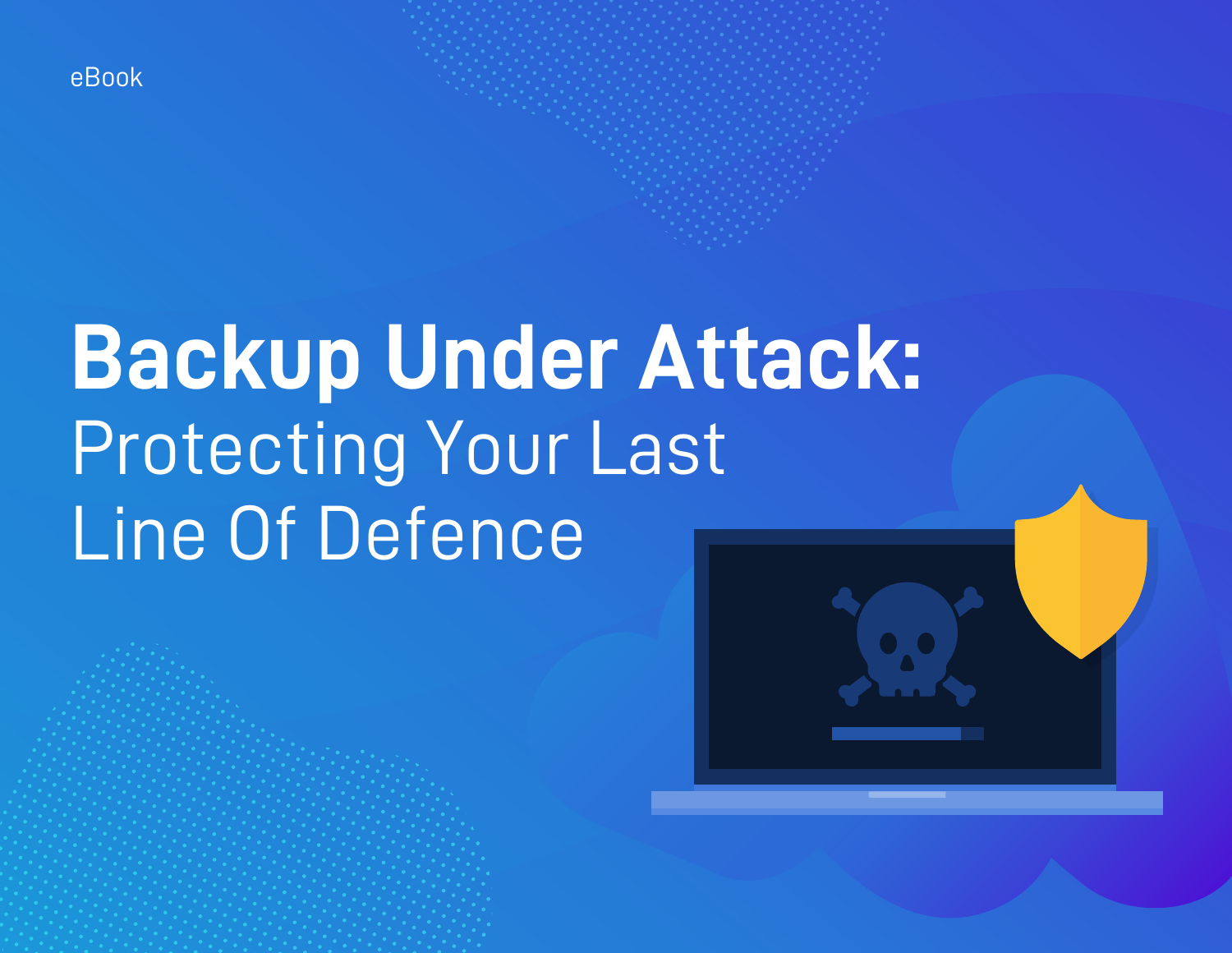eBook

# Backup Under Attack: Protecting Your Last Line Of Defence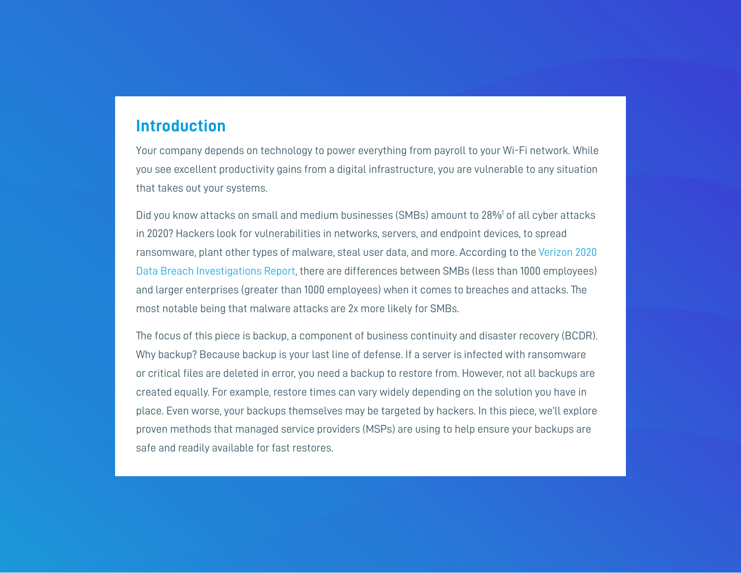## Introduction

Your company depends on technology to power everything from payroll to your Wi-Fi network. While you see excellent productivity gains from a digital infrastructure, you are vulnerable to any situation that takes out your systems.

Did you know attacks on small and medium businesses (SMBs) amount to 28%[1] of all cyber attacks in 2020? Hackers look for vulnerabilities in networks, servers, and endpoint devices, to spread ransomware, plant other types of malware, steal user data, and more. According to the Verizon 2020 Data Breach Investigations Report, there are differences between SMBs (less than 1000 employees) and larger enterprises (greater than 1000 employees) when it comes to breaches and attacks. The most notable being that malware attacks are 2x more likely for SMBs.

The focus of this piece is backup, a component of business continuity and disaster recovery (BCDR). Why backup? Because backup is your last line of defense. If a server is infected with ransomware or critical files are deleted in error, you need a backup to restore from. However, not all backups are created equally. For example, restore times can vary widely depending on the solution you have in place. Even worse, your backups themselves may be targeted by hackers. In this piece, we'll explore proven methods that managed service providers (MSPs) are using to help ensure your backups are safe and readily available for fast restores.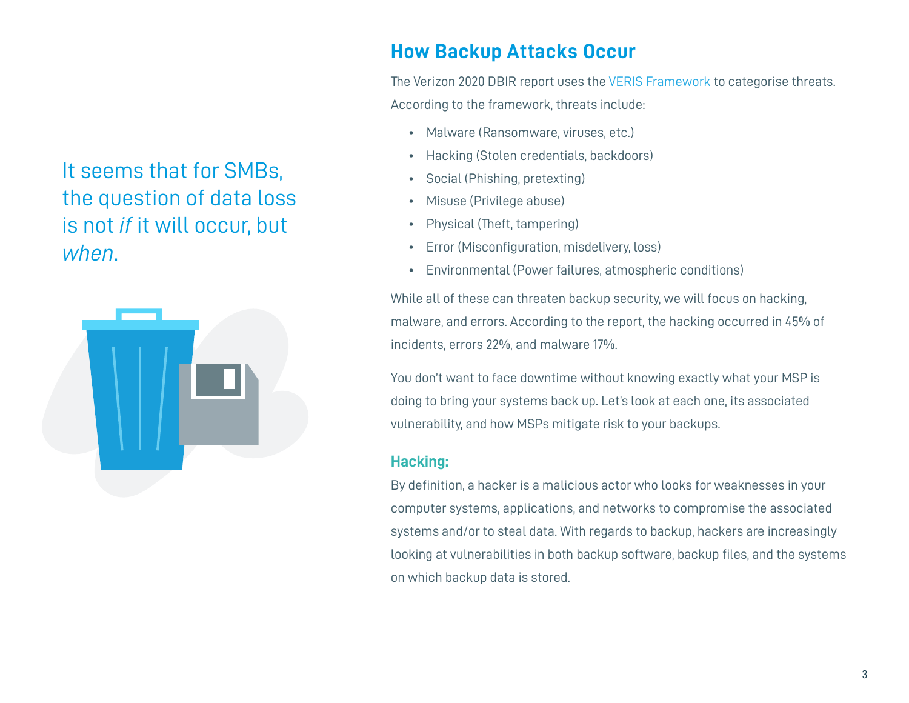It seems that for SMBs, the question of data loss is not *if* it will occur, but *when*.

## How Backup Attacks Occur

The Verizon 2020 DBIR report uses the VERIS Framework to categorise threats. According to the framework, threats include:

- Malware (Ransomware, viruses, etc.)
- Hacking (Stolen credentials, backdoors)
- Social (Phishing, pretexting)
- Misuse (Privilege abuse)
- Physical (Theft, tampering)
- Error (Misconfiguration, misdelivery, loss)
- Environmental (Power failures, atmospheric conditions)

While all of these can threaten backup security, we will focus on hacking, malware, and errors. According to the report, the hacking occurred in 45% of incidents, errors 22%, and malware 17%.

You don't want to face downtime without knowing exactly what your MSP is doing to bring your systems back up. Let's look at each one, its associated vulnerability, and how MSPs mitigate risk to your backups.

### Hacking:

By definition, a hacker is a malicious actor who looks for weaknesses in your computer systems, applications, and networks to compromise the associated systems and/or to steal data. With regards to backup, hackers are increasingly looking at vulnerabilities in both backup software, backup files, and the systems on which backup data is stored.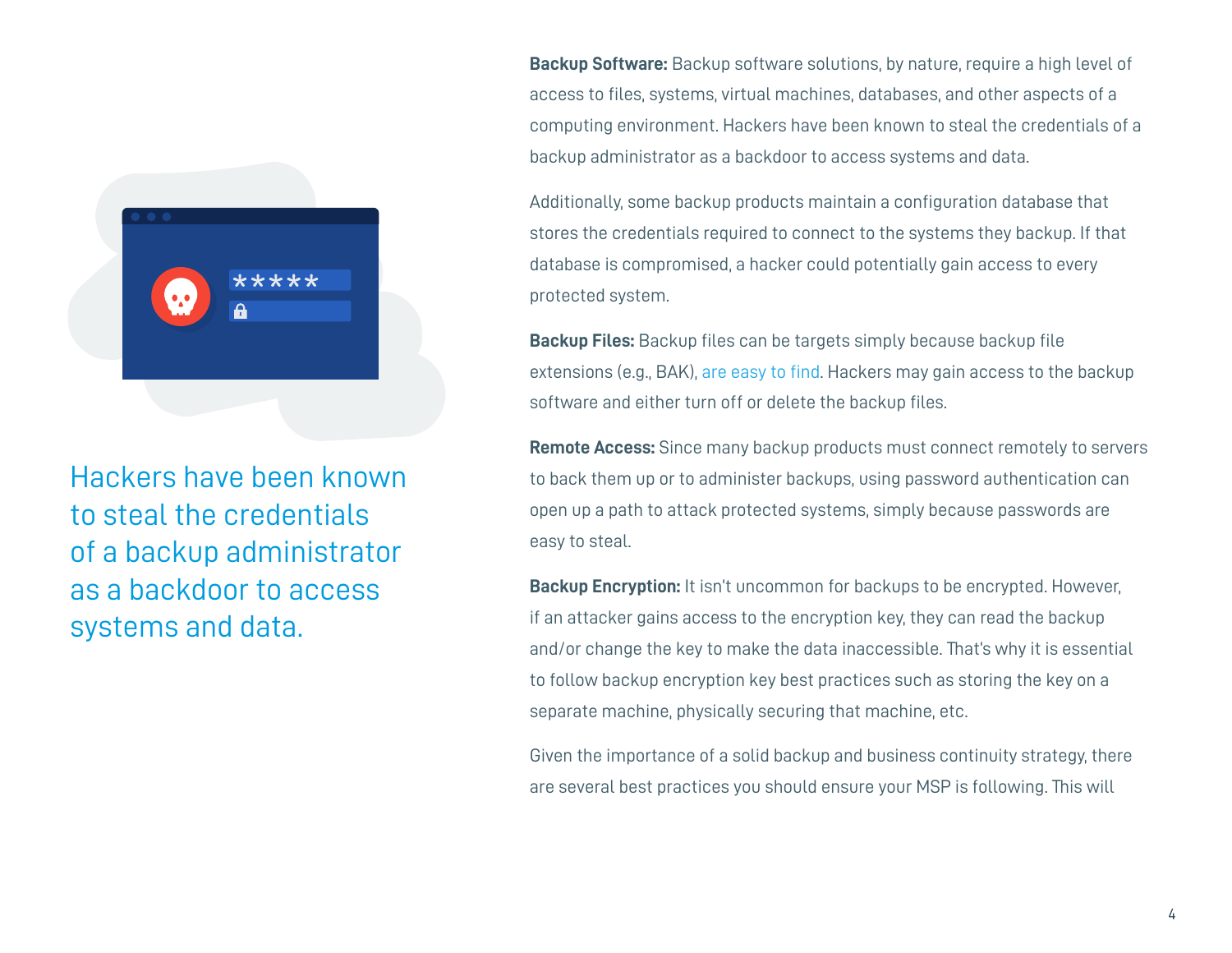Hackers have been known to steal the credentials of a backup administrator as a backdoor to access systems and data.

**Backup Software:** Backup software solutions, by nature, require a high level of access to files, systems, virtual machines, databases, and other aspects of a computing environment. Hackers have been known to steal the credentials of a backup administrator as a backdoor to access systems and data.

Additionally, some backup products maintain a configuration database that stores the credentials required to connect to the systems they backup. If that database is compromised, a hacker could potentially gain access to every protected system.

**Backup Files:** Backup files can be targets simply because backup file extensions (e.g., BAK), are easy to find. Hackers may gain access to the backup software and either turn off or delete the backup files.

**Remote Access:** Since many backup products must connect remotely to servers to back them up or to administer backups, using password authentication can open up a path to attack protected systems, simply because passwords are easy to steal.

**Backup Encryption:** It isn't uncommon for backups to be encrypted. However, if an attacker gains access to the encryption key, they can read the backup and/or change the key to make the data inaccessible. That's why it is essential to follow backup encryption key best practices such as storing the key on a separate machine, physically securing that machine, etc.

Given the importance of a solid backup and business continuity strategy, there are several best practices you should ensure your MSP is following. This will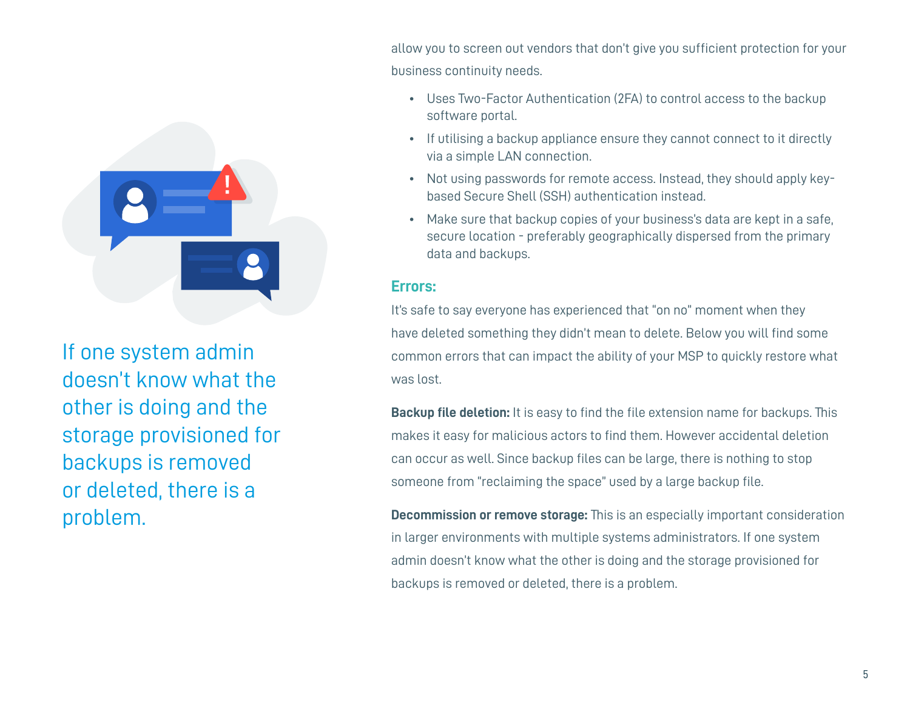allow you to screen out vendors that don't give you sufficient protection for your business continuity needs.

- Uses Two-Factor Authentication (2FA) to control access to the backup software portal.
- If utilising a backup appliance ensure they cannot connect to it directly via a simple LAN connection.
- Not using passwords for remote access. Instead, they should apply key-based Secure Shell (SSH) authentication instead.
- Make sure that backup copies of your business's data are kept in a safe, secure location - preferably geographically dispersed from the primary data and backups.

### Errors:

It's safe to say everyone has experienced that "on no" moment when they have deleted something they didn't mean to delete. Below you will find some common errors that can impact the ability of your MSP to quickly restore what was lost.

**Backup file deletion:** It is easy to find the file extension name for backups. This makes it easy for malicious actors to find them. However accidental deletion can occur as well. Since backup files can be large, there is nothing to stop someone from "reclaiming the space" used by a large backup file.

**Decommission or remove storage:** This is an especially important consideration in larger environments with multiple systems administrators. If one system admin doesn't know what the other is doing and the storage provisioned for backups is removed or deleted, there is a problem.

> If one system admin doesn't know what the other is doing and the storage provisioned for backups is removed or deleted, there is a problem.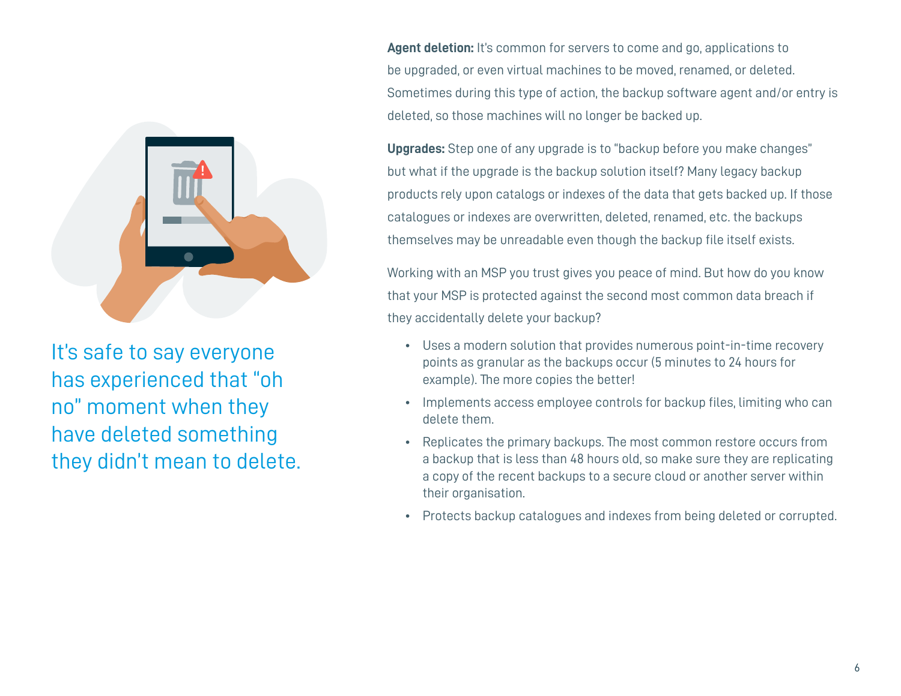It's safe to say everyone has experienced that "oh no" moment when they have deleted something they didn't mean to delete.

**Agent deletion:** It's common for servers to come and go, applications to be upgraded, or even virtual machines to be moved, renamed, or deleted. Sometimes during this type of action, the backup software agent and/or entry is deleted, so those machines will no longer be backed up.

**Upgrades:** Step one of any upgrade is to "backup before you make changes" but what if the upgrade is the backup solution itself? Many legacy backup products rely upon catalogs or indexes of the data that gets backed up. If those catalogues or indexes are overwritten, deleted, renamed, etc. the backups themselves may be unreadable even though the backup file itself exists.

Working with an MSP you trust gives you peace of mind. But how do you know that your MSP is protected against the second most common data breach if they accidentally delete your backup?

- Uses a modern solution that provides numerous point-in-time recovery points as granular as the backups occur (5 minutes to 24 hours for example). The more copies the better!
- Implements access employee controls for backup files, limiting who can delete them.
- Replicates the primary backups. The most common restore occurs from a backup that is less than 48 hours old, so make sure they are replicating a copy of the recent backups to a secure cloud or another server within their organisation.
- Protects backup catalogues and indexes from being deleted or corrupted.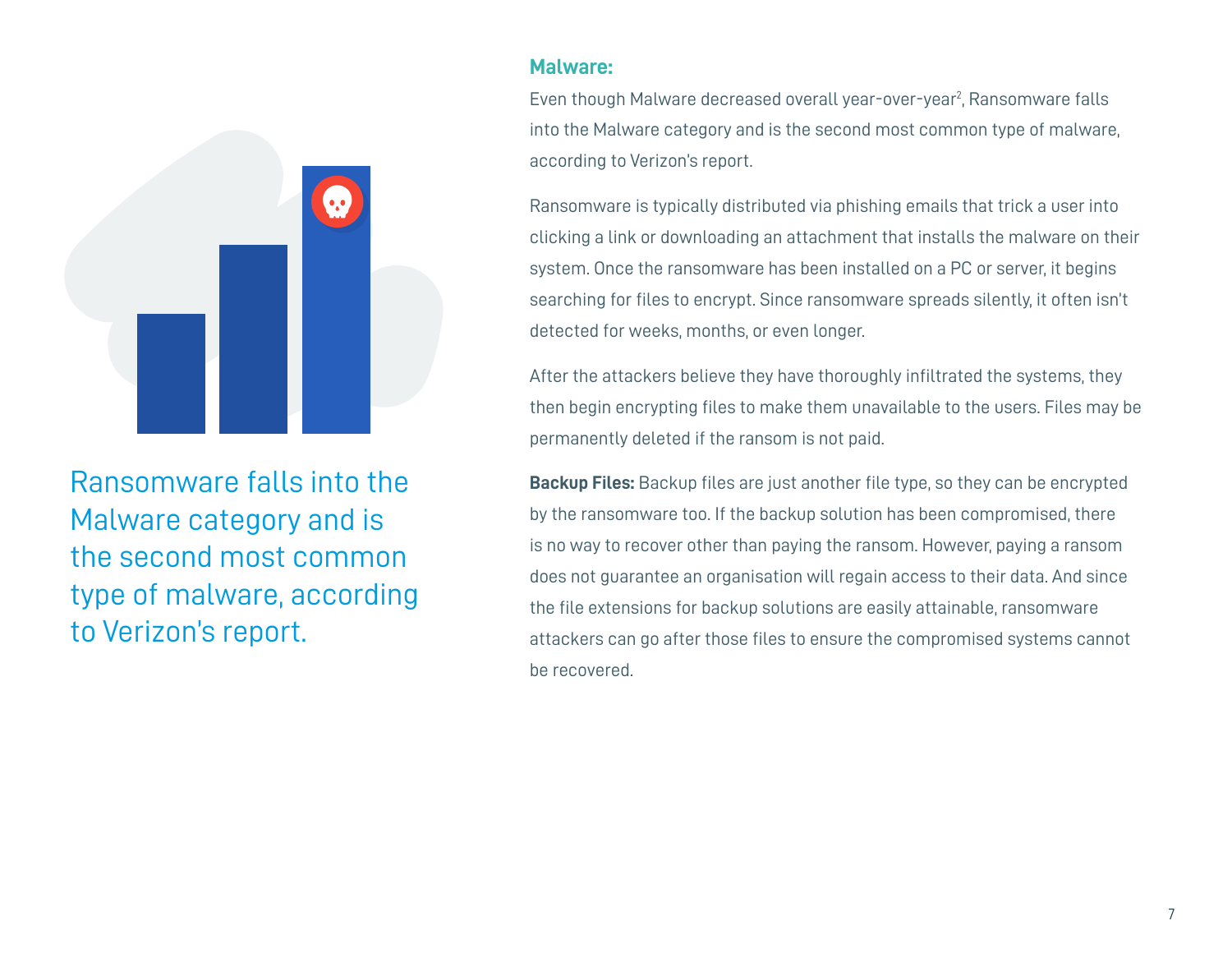Ransomware falls into the Malware category and is the second most common type of malware, according to Verizon's report.

## Malware:

Even though Malware decreased overall year-over-year[2], Ransomware falls into the Malware category and is the second most common type of malware, according to Verizon's report.

Ransomware is typically distributed via phishing emails that trick a user into clicking a link or downloading an attachment that installs the malware on their system. Once the ransomware has been installed on a PC or server, it begins searching for files to encrypt. Since ransomware spreads silently, it often isn't detected for weeks, months, or even longer.

After the attackers believe they have thoroughly infiltrated the systems, they then begin encrypting files to make them unavailable to the users. Files may be permanently deleted if the ransom is not paid.

**Backup Files:** Backup files are just another file type, so they can be encrypted by the ransomware too. If the backup solution has been compromised, there is no way to recover other than paying the ransom. However, paying a ransom does not guarantee an organisation will regain access to their data. And since the file extensions for backup solutions are easily attainable, ransomware attackers can go after those files to ensure the compromised systems cannot be recovered.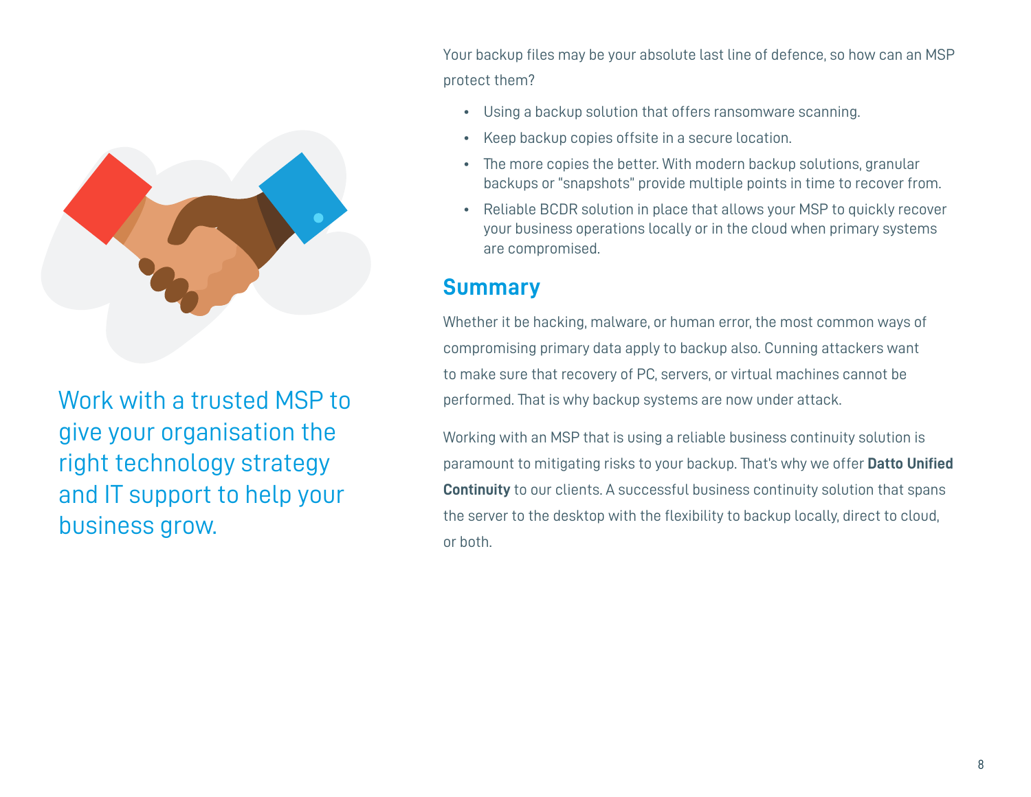Work with a trusted MSP to give your organisation the right technology strategy and IT support to help your business grow.

Your backup files may be your absolute last line of defence, so how can an MSP protect them?

- Using a backup solution that offers ransomware scanning.
- Keep backup copies offsite in a secure location.
- The more copies the better. With modern backup solutions, granular backups or "snapshots" provide multiple points in time to recover from.
- Reliable BCDR solution in place that allows your MSP to quickly recover your business operations locally or in the cloud when primary systems are compromised.

## Summary

Whether it be hacking, malware, or human error, the most common ways of compromising primary data apply to backup also. Cunning attackers want to make sure that recovery of PC, servers, or virtual machines cannot be performed. That is why backup systems are now under attack.

Working with an MSP that is using a reliable business continuity solution is paramount to mitigating risks to your backup. That's why we offer **Datto Unified Continuity** to our clients. A successful business continuity solution that spans the server to the desktop with the flexibility to backup locally, direct to cloud, or both.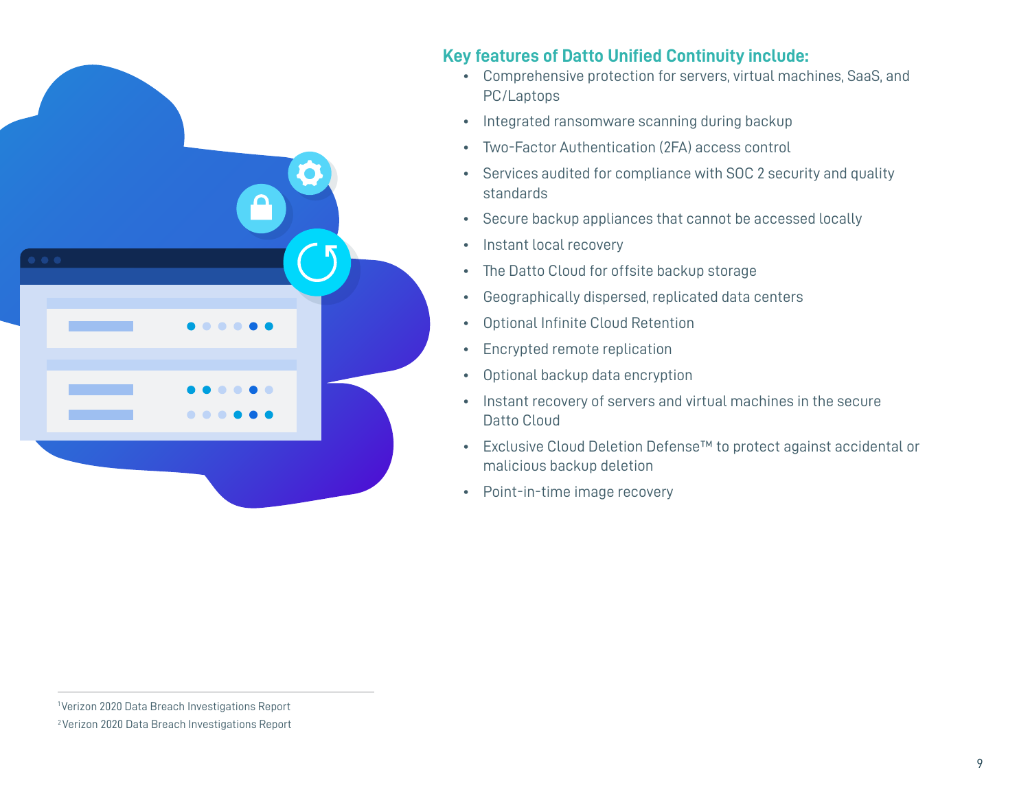## Key features of Datto Unified Continuity include:

- Comprehensive protection for servers, virtual machines, SaaS, and PC/Laptops
- Integrated ransomware scanning during backup
- Two-Factor Authentication (2FA) access control
- Services audited for compliance with SOC 2 security and quality standards
- Secure backup appliances that cannot be accessed locally
- Instant local recovery
- The Datto Cloud for offsite backup storage
- Geographically dispersed, replicated data centers
- Optional Infinite Cloud Retention
- Encrypted remote replication
- Optional backup data encryption
- Instant recovery of servers and virtual machines in the secure Datto Cloud
- Exclusive Cloud Deletion Defense™ to protect against accidental or malicious backup deletion
- Point-in-time image recovery

---

[1] Verizon 2020 Data Breach Investigations Report

[2] Verizon 2020 Data Breach Investigations Report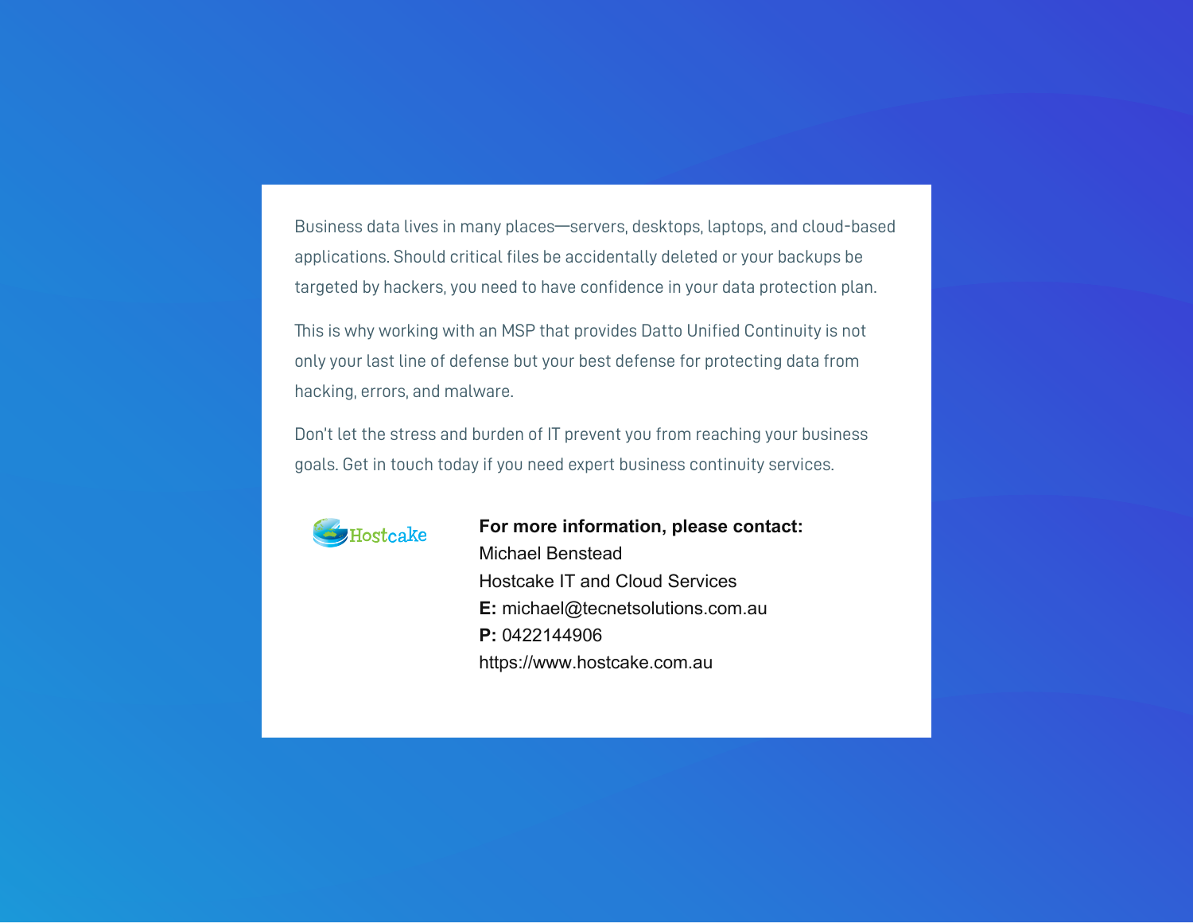Business data lives in many places—servers, desktops, laptops, and cloud-based applications. Should critical files be accidentally deleted or your backups be targeted by hackers, you need to have confidence in your data protection plan.

This is why working with an MSP that provides Datto Unified Continuity is not only your last line of defense but your best defense for protecting data from hacking, errors, and malware.

Don't let the stress and burden of IT prevent you from reaching your business goals. Get in touch today if you need expert business continuity services.

Hostcake

**For more information, please contact:**
Michael Benstead
Hostcake IT and Cloud Services
**E:** michael@tecnetsolutions.com.au
**P:** 0422144906
https://www.hostcake.com.au